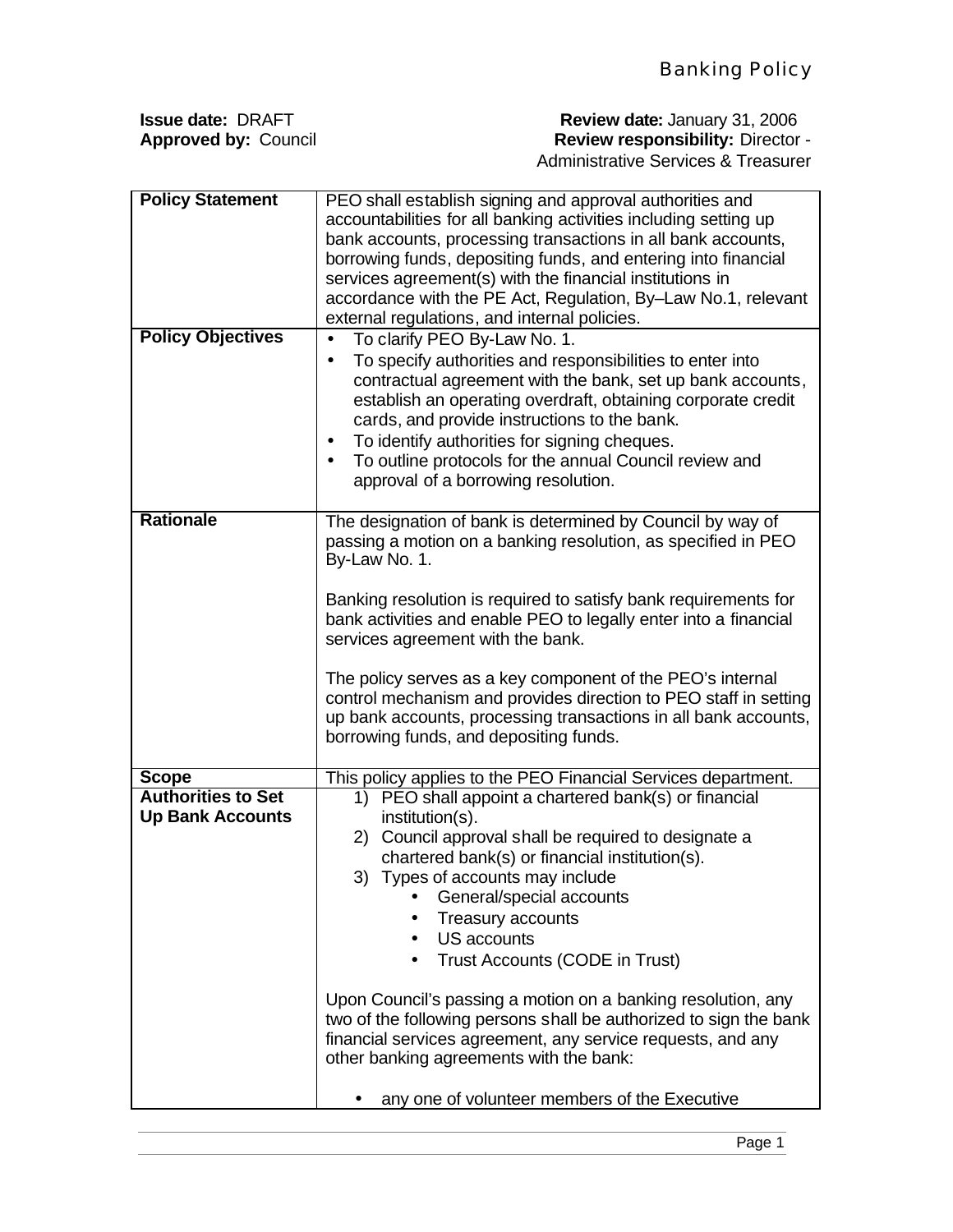# Banking Policy

**Issue date:** DRAFT
**Approved by:** Council

**Review date:** January 31, 2006
**Review responsibility:** Director - Administrative Services & Treasurer

| | |
|---|---|
| **Policy Statement** | PEO shall establish signing and approval authorities and accountabilities for all banking activities including setting up bank accounts, processing transactions in all bank accounts, borrowing funds, depositing funds, and entering into financial services agreement(s) with the financial institutions in accordance with the PE Act, Regulation, By–Law No.1, relevant external regulations, and internal policies. |
| **Policy Objectives** | • To clarify PEO By-Law No. 1.<br>• To specify authorities and responsibilities to enter into contractual agreement with the bank, set up bank accounts, establish an operating overdraft, obtaining corporate credit cards, and provide instructions to the bank.<br>• To identify authorities for signing cheques.<br>• To outline protocols for the annual Council review and approval of a borrowing resolution. |
| **Rationale** | The designation of bank is determined by Council by way of passing a motion on a banking resolution, as specified in PEO By-Law No. 1.<br><br>Banking resolution is required to satisfy bank requirements for bank activities and enable PEO to legally enter into a financial services agreement with the bank.<br><br>The policy serves as a key component of the PEO's internal control mechanism and provides direction to PEO staff in setting up bank accounts, processing transactions in all bank accounts, borrowing funds, and depositing funds. |
| **Scope** | This policy applies to the PEO Financial Services department. |
| **Authorities to Set Up Bank Accounts** | 1) PEO shall appoint a chartered bank(s) or financial institution(s).<br>2) Council approval shall be required to designate a chartered bank(s) or financial institution(s).<br>3) Types of accounts may include<br>• General/special accounts<br>• Treasury accounts<br>• US accounts<br>• Trust Accounts (CODE in Trust)<br><br>Upon Council's passing a motion on a banking resolution, any two of the following persons shall be authorized to sign the bank financial services agreement, any service requests, and any other banking agreements with the bank:<br><br>• any one of volunteer members of the Executive |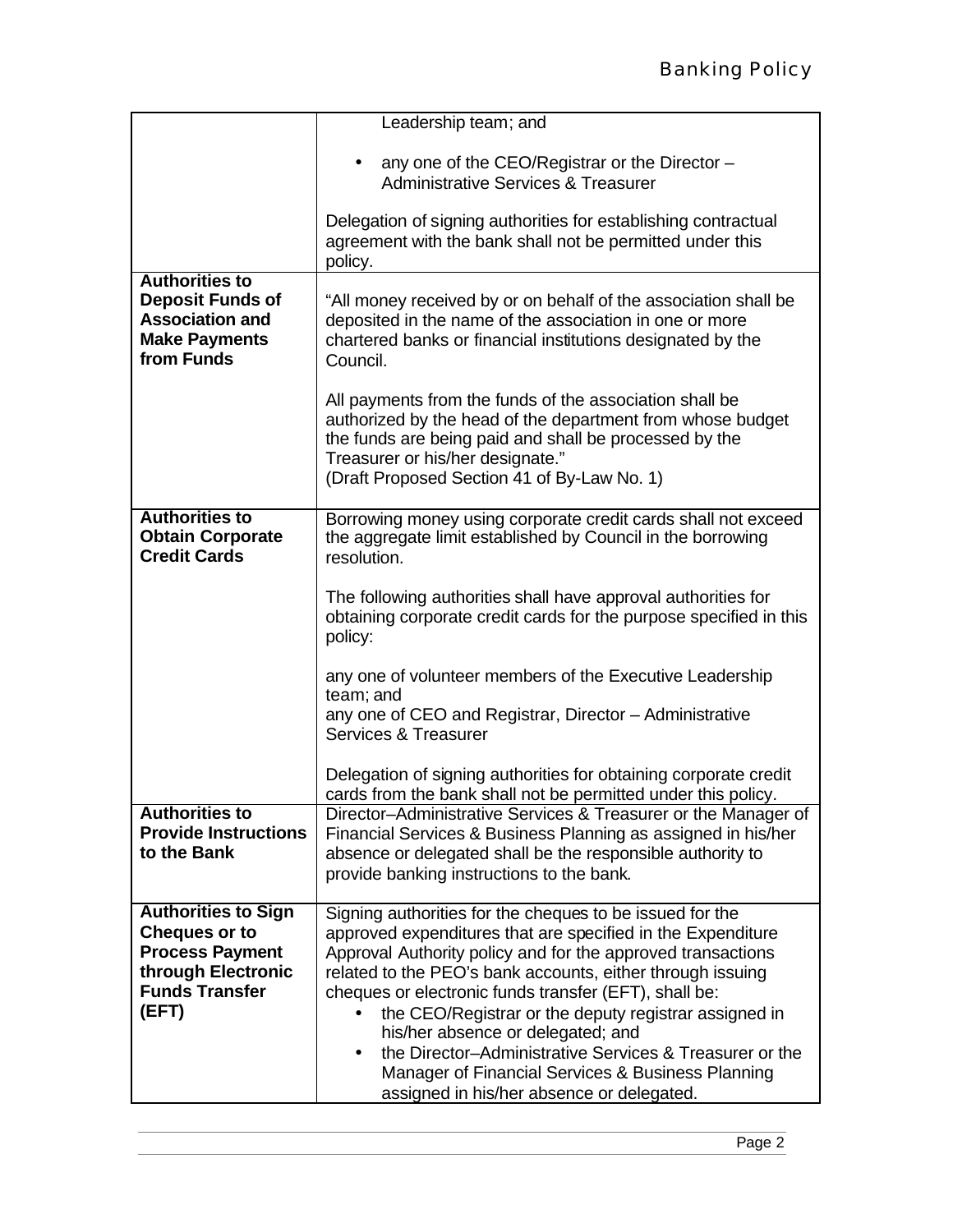| | |
|---|---|
| | Leadership team; and<br><br>• any one of the CEO/Registrar or the Director – Administrative Services & Treasurer<br><br>Delegation of signing authorities for establishing contractual agreement with the bank shall not be permitted under this policy. |
| **Authorities to Deposit Funds of Association and Make Payments from Funds** | "All money received by or on behalf of the association shall be deposited in the name of the association in one or more chartered banks or financial institutions designated by the Council.<br><br>All payments from the funds of the association shall be authorized by the head of the department from whose budget the funds are being paid and shall be processed by the Treasurer or his/her designate."<br>(Draft Proposed Section 41 of By-Law No. 1) |
| **Authorities to Obtain Corporate Credit Cards** | Borrowing money using corporate credit cards shall not exceed the aggregate limit established by Council in the borrowing resolution.<br><br>The following authorities shall have approval authorities for obtaining corporate credit cards for the purpose specified in this policy:<br><br>any one of volunteer members of the Executive Leadership team; and<br>any one of CEO and Registrar, Director – Administrative Services & Treasurer<br><br>Delegation of signing authorities for obtaining corporate credit cards from the bank shall not be permitted under this policy. |
| **Authorities to Provide Instructions to the Bank** | Director–Administrative Services & Treasurer or the Manager of Financial Services & Business Planning as assigned in his/her absence or delegated shall be the responsible authority to provide banking instructions to the bank. |
| **Authorities to Sign Cheques or to Process Payment through Electronic Funds Transfer (EFT)** | Signing authorities for the cheques to be issued for the approved expenditures that are specified in the Expenditure Approval Authority policy and for the approved transactions related to the PEO's bank accounts, either through issuing cheques or electronic funds transfer (EFT), shall be:<br>• the CEO/Registrar or the deputy registrar assigned in his/her absence or delegated; and<br>• the Director–Administrative Services & Treasurer or the Manager of Financial Services & Business Planning assigned in his/her absence or delegated. |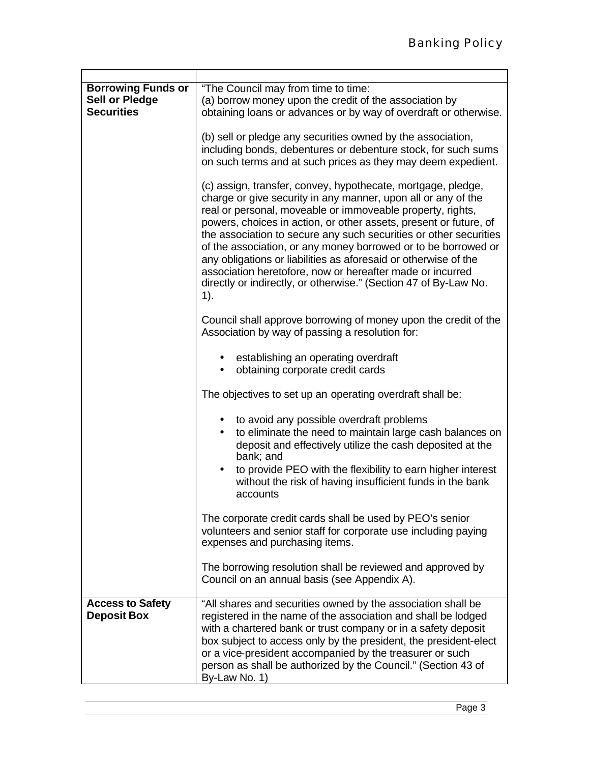| | |
|---|---|
| **Borrowing Funds or Sell or Pledge Securities** | "The Council may from time to time:<br>(a) borrow money upon the credit of the association by obtaining loans or advances or by way of overdraft or otherwise.<br><br>(b) sell or pledge any securities owned by the association, including bonds, debentures or debenture stock, for such sums on such terms and at such prices as they may deem expedient.<br><br>(c) assign, transfer, convey, hypothecate, mortgage, pledge, charge or give security in any manner, upon all or any of the real or personal, moveable or immoveable property, rights, powers, choices in action, or other assets, present or future, of the association to secure any such securities or other securities of the association, or any money borrowed or to be borrowed or any obligations or liabilities as aforesaid or otherwise of the association heretofore, now or hereafter made or incurred directly or indirectly, or otherwise." (Section 47 of By-Law No. 1).<br><br>Council shall approve borrowing of money upon the credit of the Association by way of passing a resolution for:<br><br>• establishing an operating overdraft<br>• obtaining corporate credit cards<br><br>The objectives to set up an operating overdraft shall be:<br><br>• to avoid any possible overdraft problems<br>• to eliminate the need to maintain large cash balances on deposit and effectively utilize the cash deposited at the bank; and<br>• to provide PEO with the flexibility to earn higher interest without the risk of having insufficient funds in the bank accounts<br><br>The corporate credit cards shall be used by PEO's senior volunteers and senior staff for corporate use including paying expenses and purchasing items.<br><br>The borrowing resolution shall be reviewed and approved by Council on an annual basis (see Appendix A). |
| **Access to Safety Deposit Box** | "All shares and securities owned by the association shall be registered in the name of the association and shall be lodged with a chartered bank or trust company or in a safety deposit box subject to access only by the president, the president-elect or a vice-president accompanied by the treasurer or such person as shall be authorized by the Council." (Section 43 of By-Law No. 1) |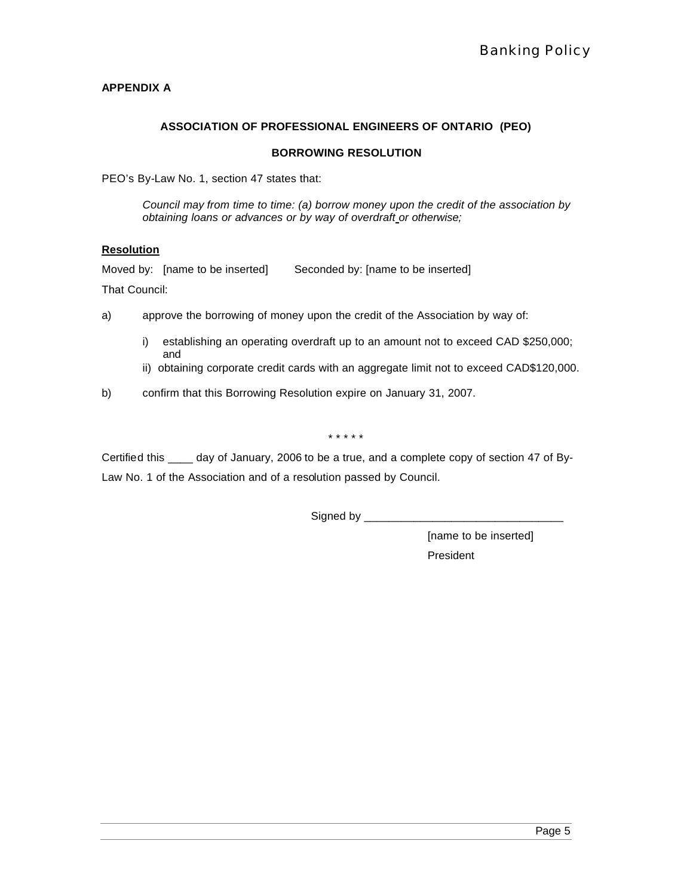**APPENDIX A**

**ASSOCIATION OF PROFESSIONAL ENGINEERS OF ONTARIO (PEO)**

**BORROWING RESOLUTION**

PEO's By-Law No. 1, section 47 states that:

> *Council may from time to time: (a) borrow money upon the credit of the association by obtaining loans or advances or by way of overdraft or otherwise;*

**Resolution**

Moved by: [name to be inserted]    Seconded by: [name to be inserted]

That Council:

a) approve the borrowing of money upon the credit of the Association by way of:

   i) establishing an operating overdraft up to an amount not to exceed CAD $250,000; and

   ii) obtaining corporate credit cards with an aggregate limit not to exceed CAD$120,000.

b) confirm that this Borrowing Resolution expire on January 31, 2007.

\* \* \* \* \*

Certified this ____ day of January, 2006 to be a true, and a complete copy of section 47 of By-Law No. 1 of the Association and of a resolution passed by Council.

Signed by ________________________________

[name to be inserted]

President